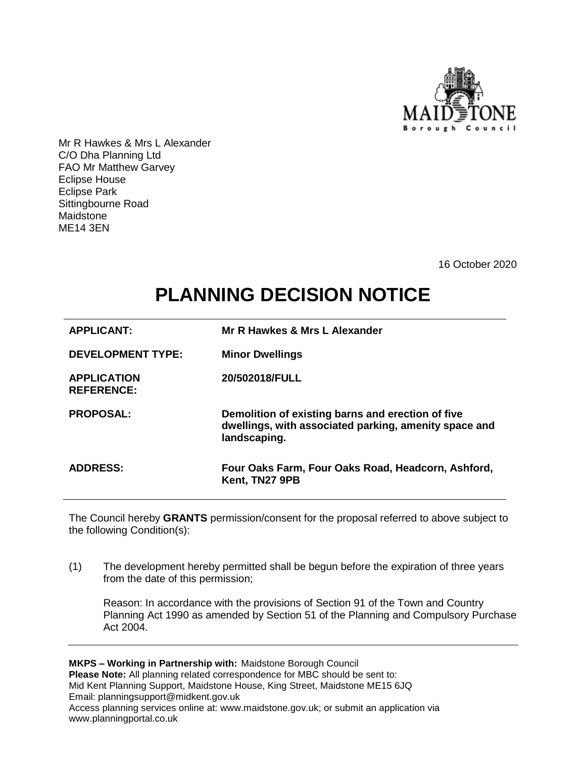Mr R Hawkes & Mrs L Alexander
C/O Dha Planning Ltd
FAO Mr Matthew Garvey
Eclipse House
Eclipse Park
Sittingbourne Road
Maidstone
ME14 3EN

16 October 2020

# PLANNING DECISION NOTICE

| | |
|---|---|
| **APPLICANT:** | **Mr R Hawkes & Mrs L Alexander** |
| **DEVELOPMENT TYPE:** | **Minor Dwellings** |
| **APPLICATION REFERENCE:** | **20/502018/FULL** |
| **PROPOSAL:** | **Demolition of existing barns and erection of five dwellings, with associated parking, amenity space and landscaping.** |
| **ADDRESS:** | **Four Oaks Farm, Four Oaks Road, Headcorn, Ashford, Kent, TN27 9PB** |

The Council hereby **GRANTS** permission/consent for the proposal referred to above subject to the following Condition(s):

(1) The development hereby permitted shall be begun before the expiration of three years from the date of this permission;

Reason: In accordance with the provisions of Section 91 of the Town and Country Planning Act 1990 as amended by Section 51 of the Planning and Compulsory Purchase Act 2004.

**MKPS – Working in Partnership with:** Maidstone Borough Council
**Please Note:** All planning related correspondence for MBC should be sent to:
Mid Kent Planning Support, Maidstone House, King Street, Maidstone ME15 6JQ
Email: planningsupport@midkent.gov.uk
Access planning services online at: www.maidstone.gov.uk; or submit an application via www.planningportal.co.uk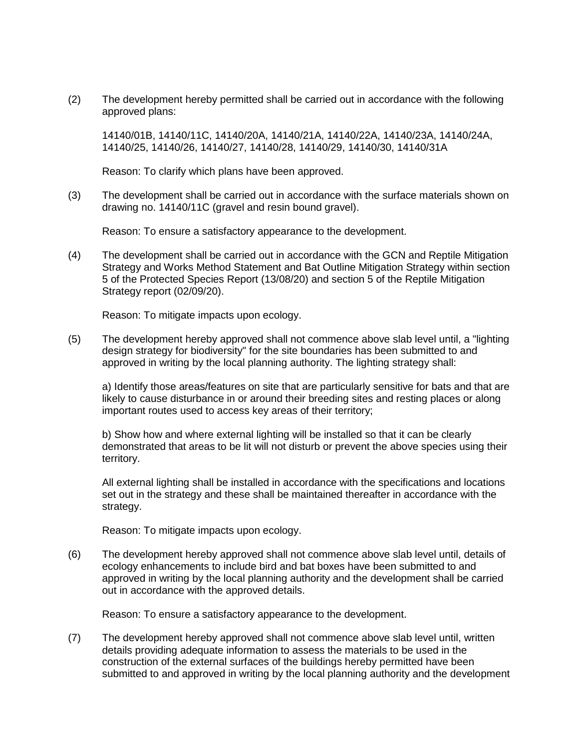(2) The development hereby permitted shall be carried out in accordance with the following approved plans:

14140/01B, 14140/11C, 14140/20A, 14140/21A, 14140/22A, 14140/23A, 14140/24A, 14140/25, 14140/26, 14140/27, 14140/28, 14140/29, 14140/30, 14140/31A

Reason: To clarify which plans have been approved.

(3) The development shall be carried out in accordance with the surface materials shown on drawing no. 14140/11C (gravel and resin bound gravel).

Reason: To ensure a satisfactory appearance to the development.

(4) The development shall be carried out in accordance with the GCN and Reptile Mitigation Strategy and Works Method Statement and Bat Outline Mitigation Strategy within section 5 of the Protected Species Report (13/08/20) and section 5 of the Reptile Mitigation Strategy report (02/09/20).

Reason: To mitigate impacts upon ecology.

(5) The development hereby approved shall not commence above slab level until, a "lighting design strategy for biodiversity" for the site boundaries has been submitted to and approved in writing by the local planning authority. The lighting strategy shall:

a) Identify those areas/features on site that are particularly sensitive for bats and that are likely to cause disturbance in or around their breeding sites and resting places or along important routes used to access key areas of their territory;

b) Show how and where external lighting will be installed so that it can be clearly demonstrated that areas to be lit will not disturb or prevent the above species using their territory.

All external lighting shall be installed in accordance with the specifications and locations set out in the strategy and these shall be maintained thereafter in accordance with the strategy.

Reason: To mitigate impacts upon ecology.

(6) The development hereby approved shall not commence above slab level until, details of ecology enhancements to include bird and bat boxes have been submitted to and approved in writing by the local planning authority and the development shall be carried out in accordance with the approved details.

Reason: To ensure a satisfactory appearance to the development.

(7) The development hereby approved shall not commence above slab level until, written details providing adequate information to assess the materials to be used in the construction of the external surfaces of the buildings hereby permitted have been submitted to and approved in writing by the local planning authority and the development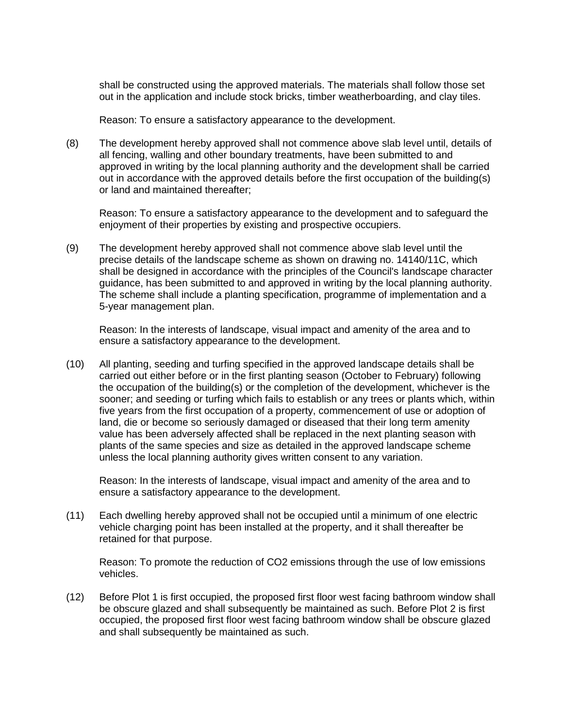shall be constructed using the approved materials. The materials shall follow those set out in the application and include stock bricks, timber weatherboarding, and clay tiles.

Reason: To ensure a satisfactory appearance to the development.

(8) The development hereby approved shall not commence above slab level until, details of all fencing, walling and other boundary treatments, have been submitted to and approved in writing by the local planning authority and the development shall be carried out in accordance with the approved details before the first occupation of the building(s) or land and maintained thereafter;

Reason: To ensure a satisfactory appearance to the development and to safeguard the enjoyment of their properties by existing and prospective occupiers.

(9) The development hereby approved shall not commence above slab level until the precise details of the landscape scheme as shown on drawing no. 14140/11C, which shall be designed in accordance with the principles of the Council's landscape character guidance, has been submitted to and approved in writing by the local planning authority. The scheme shall include a planting specification, programme of implementation and a 5-year management plan.

Reason: In the interests of landscape, visual impact and amenity of the area and to ensure a satisfactory appearance to the development.

(10) All planting, seeding and turfing specified in the approved landscape details shall be carried out either before or in the first planting season (October to February) following the occupation of the building(s) or the completion of the development, whichever is the sooner; and seeding or turfing which fails to establish or any trees or plants which, within five years from the first occupation of a property, commencement of use or adoption of land, die or become so seriously damaged or diseased that their long term amenity value has been adversely affected shall be replaced in the next planting season with plants of the same species and size as detailed in the approved landscape scheme unless the local planning authority gives written consent to any variation.

Reason: In the interests of landscape, visual impact and amenity of the area and to ensure a satisfactory appearance to the development.

(11) Each dwelling hereby approved shall not be occupied until a minimum of one electric vehicle charging point has been installed at the property, and it shall thereafter be retained for that purpose.

Reason: To promote the reduction of $CO_2$ emissions through the use of low emissions vehicles.

(12) Before Plot 1 is first occupied, the proposed first floor west facing bathroom window shall be obscure glazed and shall subsequently be maintained as such. Before Plot 2 is first occupied, the proposed first floor west facing bathroom window shall be obscure glazed and shall subsequently be maintained as such.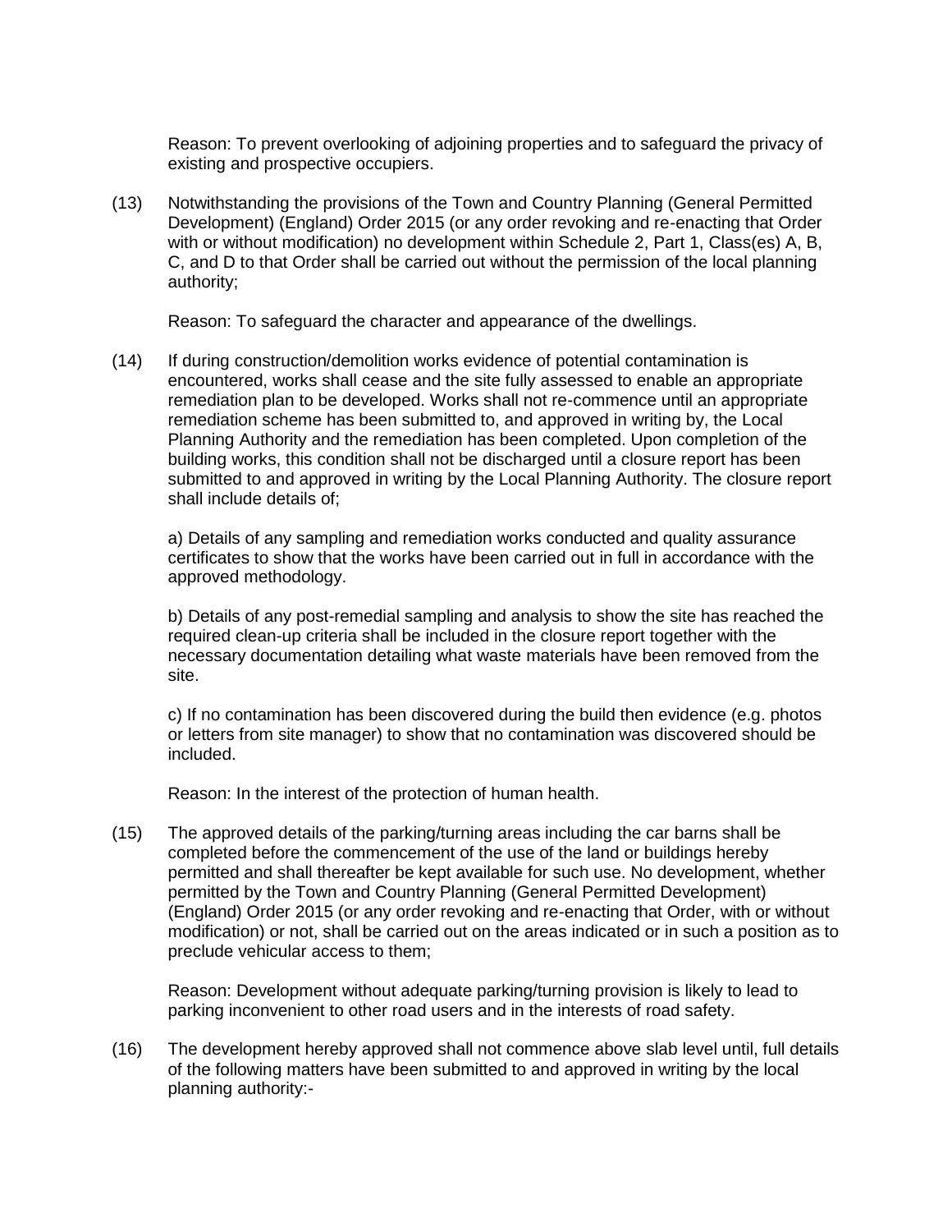Reason: To prevent overlooking of adjoining properties and to safeguard the privacy of existing and prospective occupiers.

(13) Notwithstanding the provisions of the Town and Country Planning (General Permitted Development) (England) Order 2015 (or any order revoking and re-enacting that Order with or without modification) no development within Schedule 2, Part 1, Class(es) A, B, C, and D to that Order shall be carried out without the permission of the local planning authority;

Reason: To safeguard the character and appearance of the dwellings.

(14) If during construction/demolition works evidence of potential contamination is encountered, works shall cease and the site fully assessed to enable an appropriate remediation plan to be developed. Works shall not re-commence until an appropriate remediation scheme has been submitted to, and approved in writing by, the Local Planning Authority and the remediation has been completed. Upon completion of the building works, this condition shall not be discharged until a closure report has been submitted to and approved in writing by the Local Planning Authority. The closure report shall include details of;

a) Details of any sampling and remediation works conducted and quality assurance certificates to show that the works have been carried out in full in accordance with the approved methodology.

b) Details of any post-remedial sampling and analysis to show the site has reached the required clean-up criteria shall be included in the closure report together with the necessary documentation detailing what waste materials have been removed from the site.

c) If no contamination has been discovered during the build then evidence (e.g. photos or letters from site manager) to show that no contamination was discovered should be included.

Reason: In the interest of the protection of human health.

(15) The approved details of the parking/turning areas including the car barns shall be completed before the commencement of the use of the land or buildings hereby permitted and shall thereafter be kept available for such use. No development, whether permitted by the Town and Country Planning (General Permitted Development) (England) Order 2015 (or any order revoking and re-enacting that Order, with or without modification) or not, shall be carried out on the areas indicated or in such a position as to preclude vehicular access to them;

Reason: Development without adequate parking/turning provision is likely to lead to parking inconvenient to other road users and in the interests of road safety.

(16) The development hereby approved shall not commence above slab level until, full details of the following matters have been submitted to and approved in writing by the local planning authority:-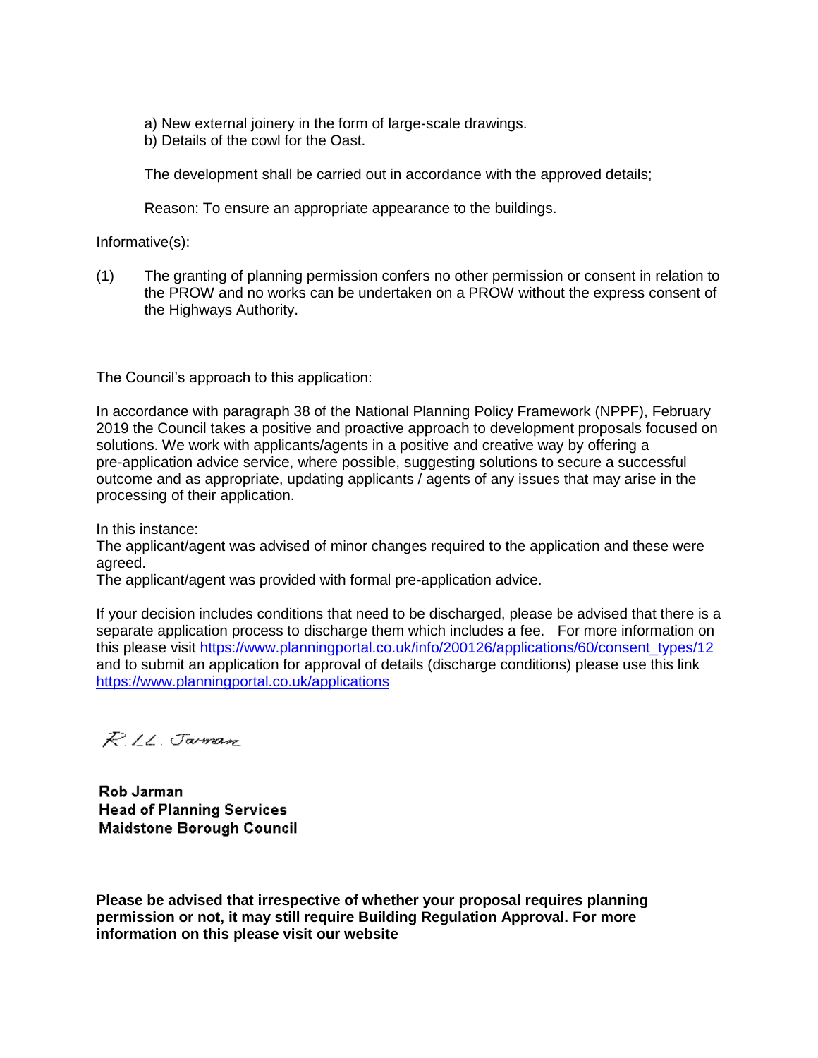a) New external joinery in the form of large-scale drawings.
b) Details of the cowl for the Oast.

The development shall be carried out in accordance with the approved details;

Reason: To ensure an appropriate appearance to the buildings.

Informative(s):

(1) The granting of planning permission confers no other permission or consent in relation to the PROW and no works can be undertaken on a PROW without the express consent of the Highways Authority.

The Council's approach to this application:

In accordance with paragraph 38 of the National Planning Policy Framework (NPPF), February 2019 the Council takes a positive and proactive approach to development proposals focused on solutions. We work with applicants/agents in a positive and creative way by offering a pre-application advice service, where possible, suggesting solutions to secure a successful outcome and as appropriate, updating applicants / agents of any issues that may arise in the processing of their application.

In this instance:
The applicant/agent was advised of minor changes required to the application and these were agreed.
The applicant/agent was provided with formal pre-application advice.

If your decision includes conditions that need to be discharged, please be advised that there is a separate application process to discharge them which includes a fee. For more information on this please visit https://www.planningportal.co.uk/info/200126/applications/60/consent_types/12 and to submit an application for approval of details (discharge conditions) please use this link https://www.planningportal.co.uk/applications

R. Ll. Jarman

**Rob Jarman**
**Head of Planning Services**
**Maidstone Borough Council**

**Please be advised that irrespective of whether your proposal requires planning permission or not, it may still require Building Regulation Approval. For more information on this please visit our website**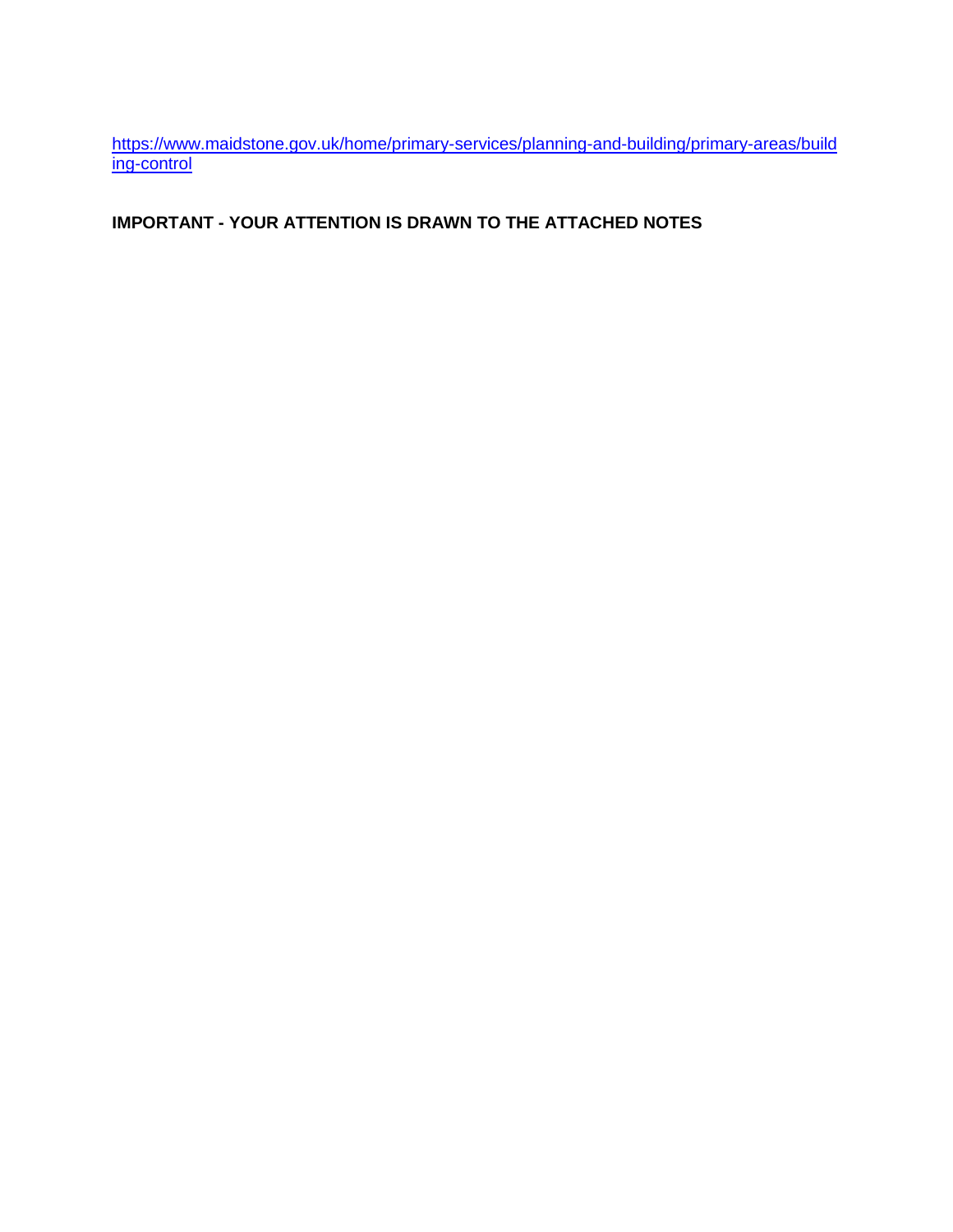https://www.maidstone.gov.uk/home/primary-services/planning-and-building/primary-areas/building-control

**IMPORTANT - YOUR ATTENTION IS DRAWN TO THE ATTACHED NOTES**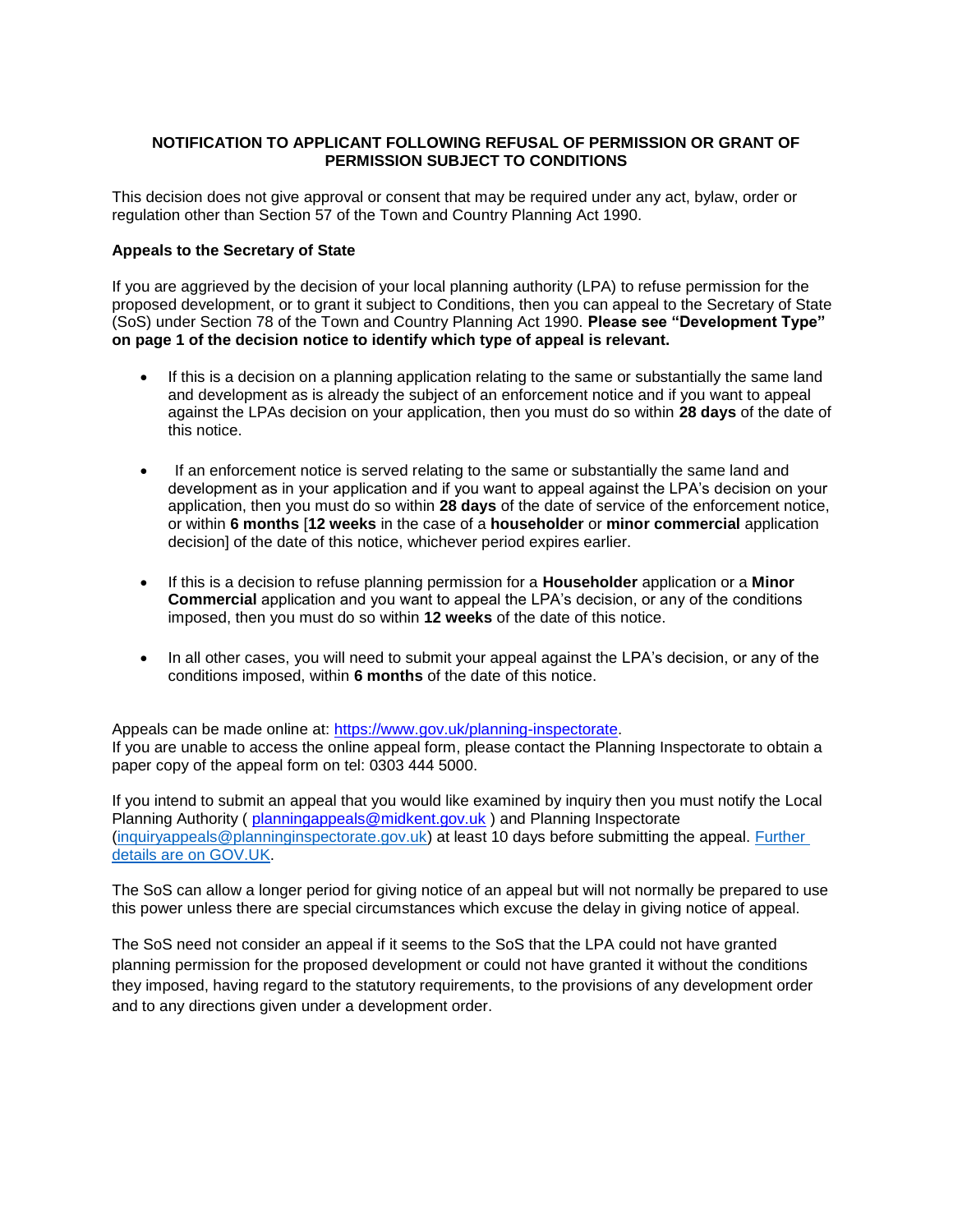**NOTIFICATION TO APPLICANT FOLLOWING REFUSAL OF PERMISSION OR GRANT OF PERMISSION SUBJECT TO CONDITIONS**

This decision does not give approval or consent that may be required under any act, bylaw, order or regulation other than Section 57 of the Town and Country Planning Act 1990.

**Appeals to the Secretary of State**

If you are aggrieved by the decision of your local planning authority (LPA) to refuse permission for the proposed development, or to grant it subject to Conditions, then you can appeal to the Secretary of State (SoS) under Section 78 of the Town and Country Planning Act 1990. **Please see "Development Type" on page 1 of the decision notice to identify which type of appeal is relevant.**

- If this is a decision on a planning application relating to the same or substantially the same land and development as is already the subject of an enforcement notice and if you want to appeal against the LPAs decision on your application, then you must do so within **28 days** of the date of this notice.

- If an enforcement notice is served relating to the same or substantially the same land and development as in your application and if you want to appeal against the LPA's decision on your application, then you must do so within **28 days** of the date of service of the enforcement notice, or within **6 months** [**12 weeks** in the case of a **householder** or **minor commercial** application decision] of the date of this notice, whichever period expires earlier.

- If this is a decision to refuse planning permission for a **Householder** application or a **Minor Commercial** application and you want to appeal the LPA's decision, or any of the conditions imposed, then you must do so within **12 weeks** of the date of this notice.

- In all other cases, you will need to submit your appeal against the LPA's decision, or any of the conditions imposed, within **6 months** of the date of this notice.

Appeals can be made online at: https://www.gov.uk/planning-inspectorate.
If you are unable to access the online appeal form, please contact the Planning Inspectorate to obtain a paper copy of the appeal form on tel: 0303 444 5000.

If you intend to submit an appeal that you would like examined by inquiry then you must notify the Local Planning Authority ( planningappeals@midkent.gov.uk ) and Planning Inspectorate (inquiryappeals@planninginspectorate.gov.uk) at least 10 days before submitting the appeal. Further details are on GOV.UK.

The SoS can allow a longer period for giving notice of an appeal but will not normally be prepared to use this power unless there are special circumstances which excuse the delay in giving notice of appeal.

The SoS need not consider an appeal if it seems to the SoS that the LPA could not have granted planning permission for the proposed development or could not have granted it without the conditions they imposed, having regard to the statutory requirements, to the provisions of any development order and to any directions given under a development order.